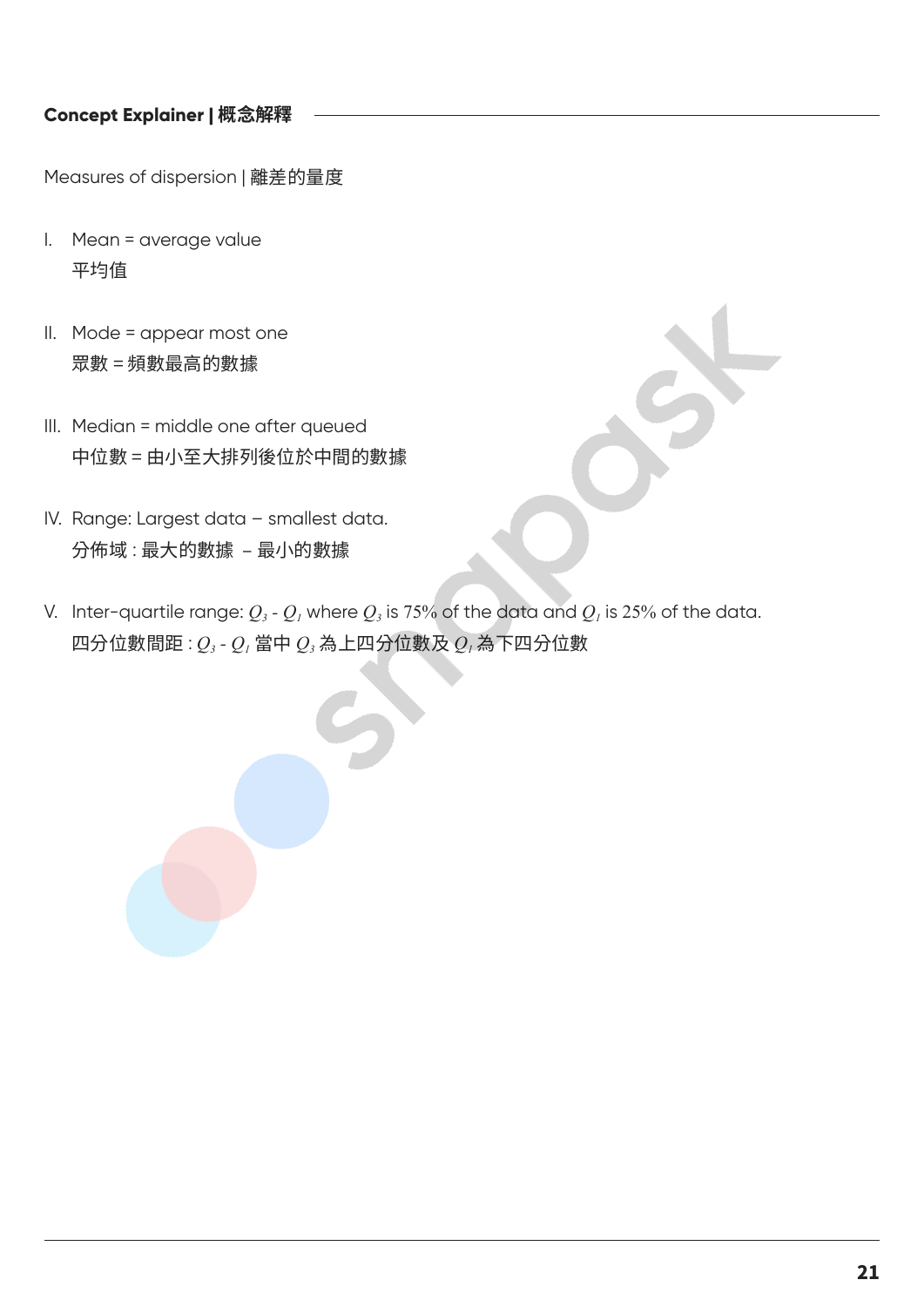### Concept Explainer | 概念解釋

Measures of dispersion | 離差的量度

I. Mean = average value
平均值

II. Mode = appear most one
眾數 = 頻數最高的數據

III. Median = middle one after queued
中位數 = 由小至大排列後位於中間的數據

IV. Range: Largest data – smallest data.
分佈域 : 最大的數據 – 最小的數據

V. Inter-quartile range: $Q_3$ - $Q_1$ where $Q_3$ is 75% of the data and $Q_1$ is 25% of the data.
四分位數間距 : $Q_3$ - $Q_1$ 當中 $Q_3$ 為上四分位數及 $Q_1$ 為下四分位數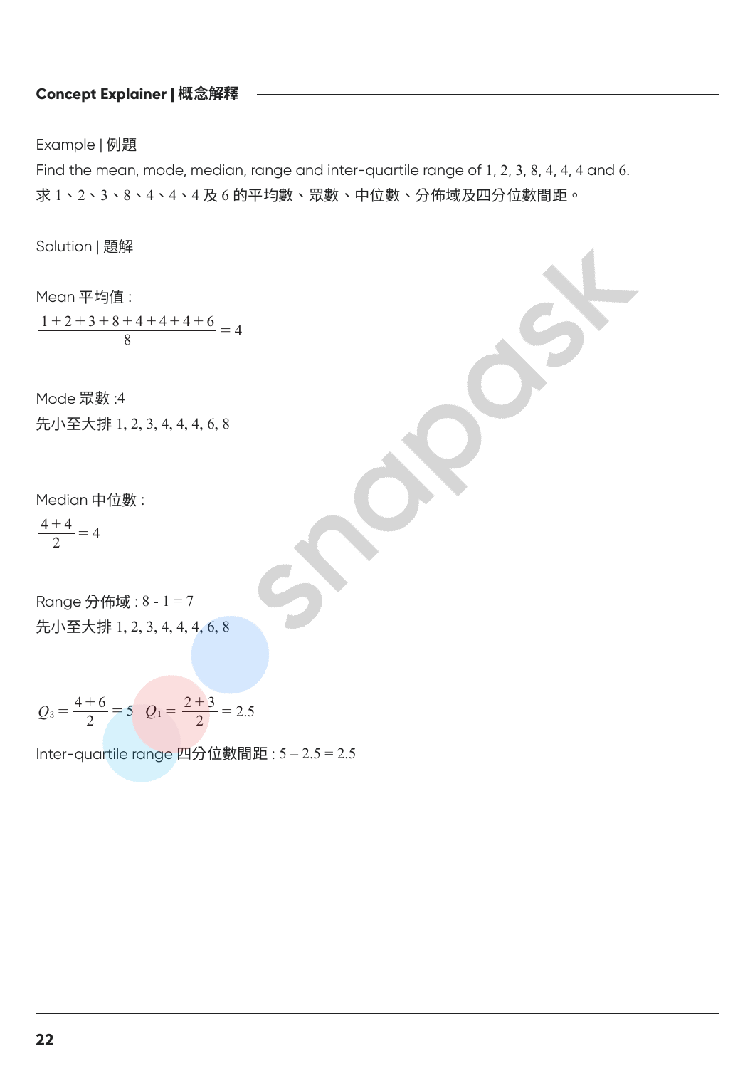**Concept Explainer | 概念解釋**

Example | 例題

Find the mean, mode, median, range and inter-quartile range of 1, 2, 3, 8, 4, 4, 4 and 6.

求 1、2、3、8、4、4、4 及 6 的平均數、眾數、中位數、分佈域及四分位數間距。

Solution | 題解

Mean 平均值 :

$$\frac{1+2+3+8+4+4+4+6}{8} = 4$$

Mode 眾數 :4

先小至大排 1, 2, 3, 4, 4, 4, 6, 8

Median 中位數 :

$$\frac{4+4}{2} = 4$$

Range 分佈域 : 8 - 1 = 7

先小至大排 1, 2, 3, 4, 4, 4, 6, 8

$$Q_3 = \frac{4+6}{2} = 5 \quad Q_1 = \frac{2+3}{2} = 2.5$$

Inter-quartile range 四分位數間距 : 5 – 2.5 = 2.5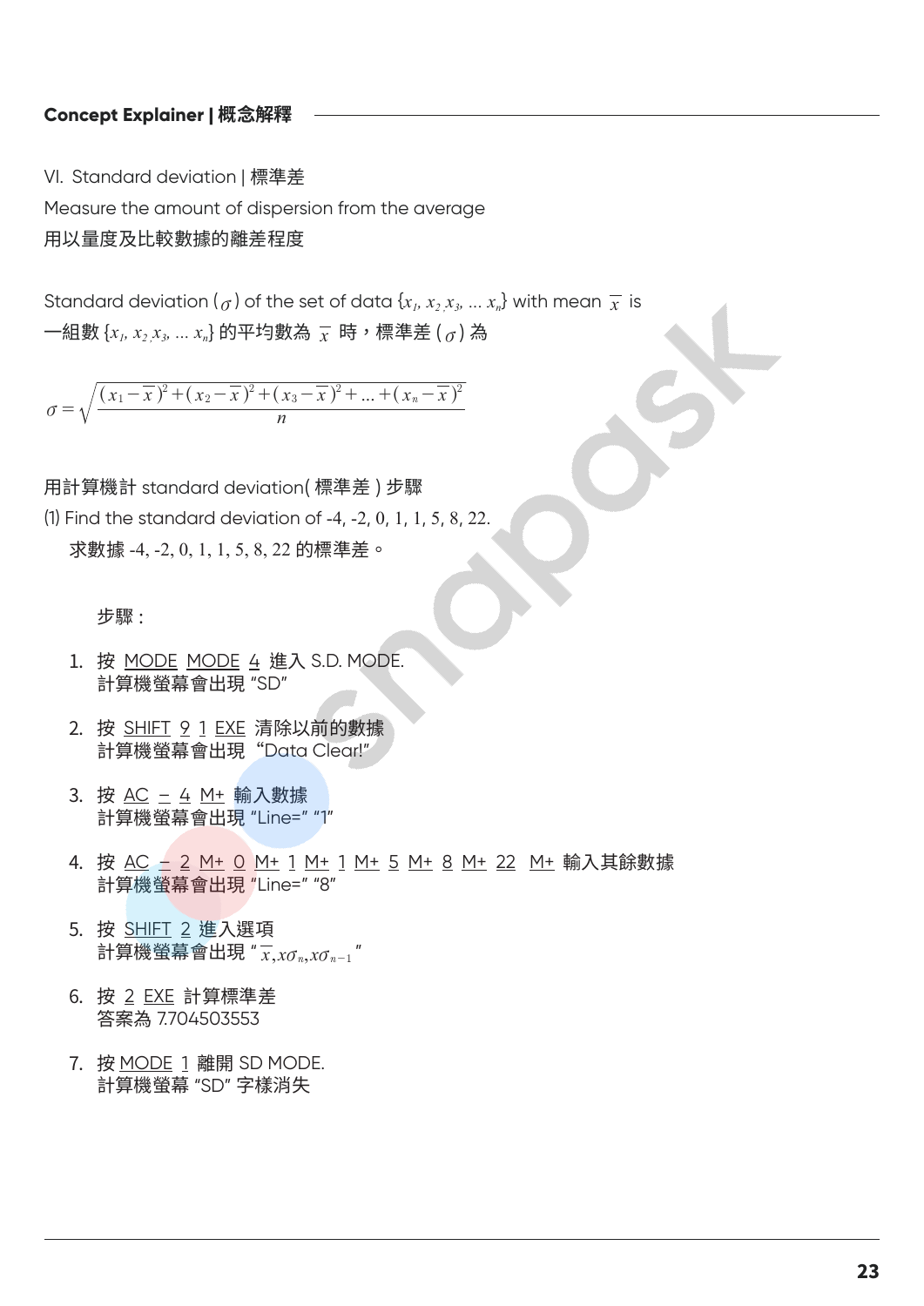**Concept Explainer | 概念解釋**

VI. Standard deviation | 標準差

Measure the amount of dispersion from the average

用以量度及比較數據的離差程度

Standard deviation ($\sigma$) of the set of data $\{x_1, x_2, x_3, \ldots x_n\}$ with mean $\overline{x}$ is

一組數 $\{x_1, x_2, x_3, \ldots x_n\}$ 的平均數為 $\overline{x}$ 時，標準差 ($\sigma$) 為

$$\sigma = \sqrt{\frac{(x_1-\overline{x})^2+(x_2-\overline{x})^2+(x_3-\overline{x})^2+\ldots+(x_n-\overline{x})^2}{n}}$$

用計算機計 standard deviation( 標準差 ) 步驟

(1) Find the standard deviation of -4, -2, 0, 1, 1, 5, 8, 22.

求數據 -4, -2, 0, 1, 1, 5, 8, 22 的標準差。

步驟：

1. 按 MODE MODE 4 進入 S.D. MODE.
   計算機螢幕會出現 "SD"
2. 按 SHIFT 9 1 EXE 清除以前的數據
   計算機螢幕會出現 "Data Clear!"
3. 按 AC – 4 M+ 輸入數據
   計算機螢幕會出現 "Line=" "1"
4. 按 AC – 2 M+ 0 M+ 1 M+ 1 M+ 5 M+ 8 M+ 22 M+ 輸入其餘數據
   計算機螢幕會出現 "Line=" "8"
5. 按 SHIFT 2 進入選項
   計算機螢幕會出現 "$\overline{x}, x\sigma_n, x\sigma_{n-1}$"
6. 按 2 EXE 計算標準差
   答案為 7.704503553
7. 按 MODE 1 離開 SD MODE.
   計算機螢幕 "SD" 字樣消失